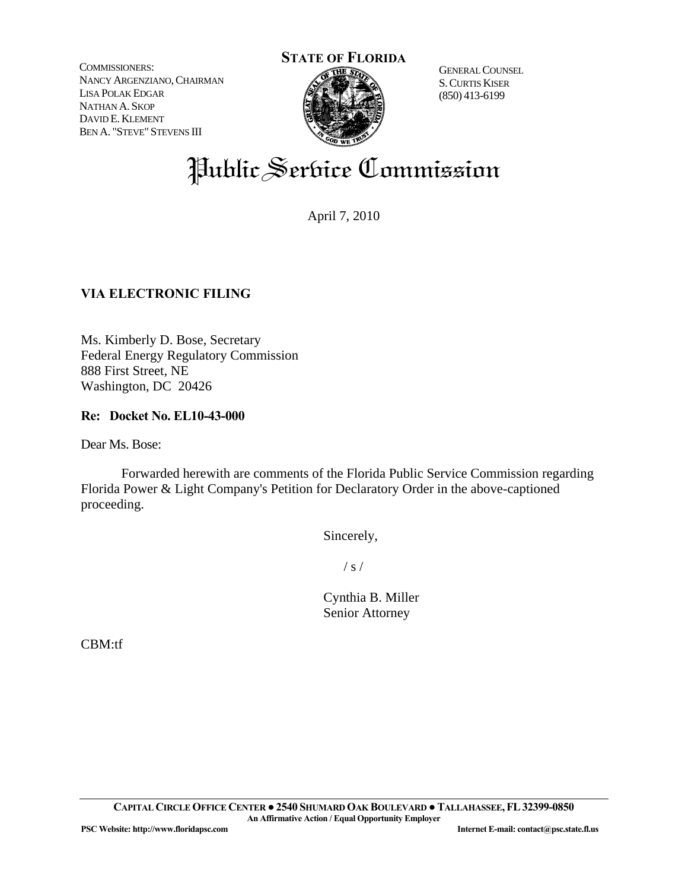COMMISSIONERS:
NANCY ARGENZIANO, CHAIRMAN
LISA POLAK EDGAR
NATHAN A. SKOP
DAVID E. KLEMENT
BEN A. "STEVE" STEVENS III

**STATE OF FLORIDA**

GENERAL COUNSEL
S. CURTIS KISER
(850) 413-6199

# Public Service Commission

April 7, 2010

**VIA ELECTRONIC FILING**

Ms. Kimberly D. Bose, Secretary
Federal Energy Regulatory Commission
888 First Street, NE
Washington, DC 20426

**Re: Docket No. EL10-43-000**

Dear Ms. Bose:

Forwarded herewith are comments of the Florida Public Service Commission regarding Florida Power & Light Company's Petition for Declaratory Order in the above-captioned proceeding.

Sincerely,

/ s /

Cynthia B. Miller
Senior Attorney

CBM:tf

**CAPITAL CIRCLE OFFICE CENTER ● 2540 SHUMARD OAK BOULEVARD ● TALLAHASSEE, FL 32399-0850**
**An Affirmative Action / Equal Opportunity Employer**
**PSC Website: http://www.floridapsc.com** **Internet E-mail: contact@psc.state.fl.us**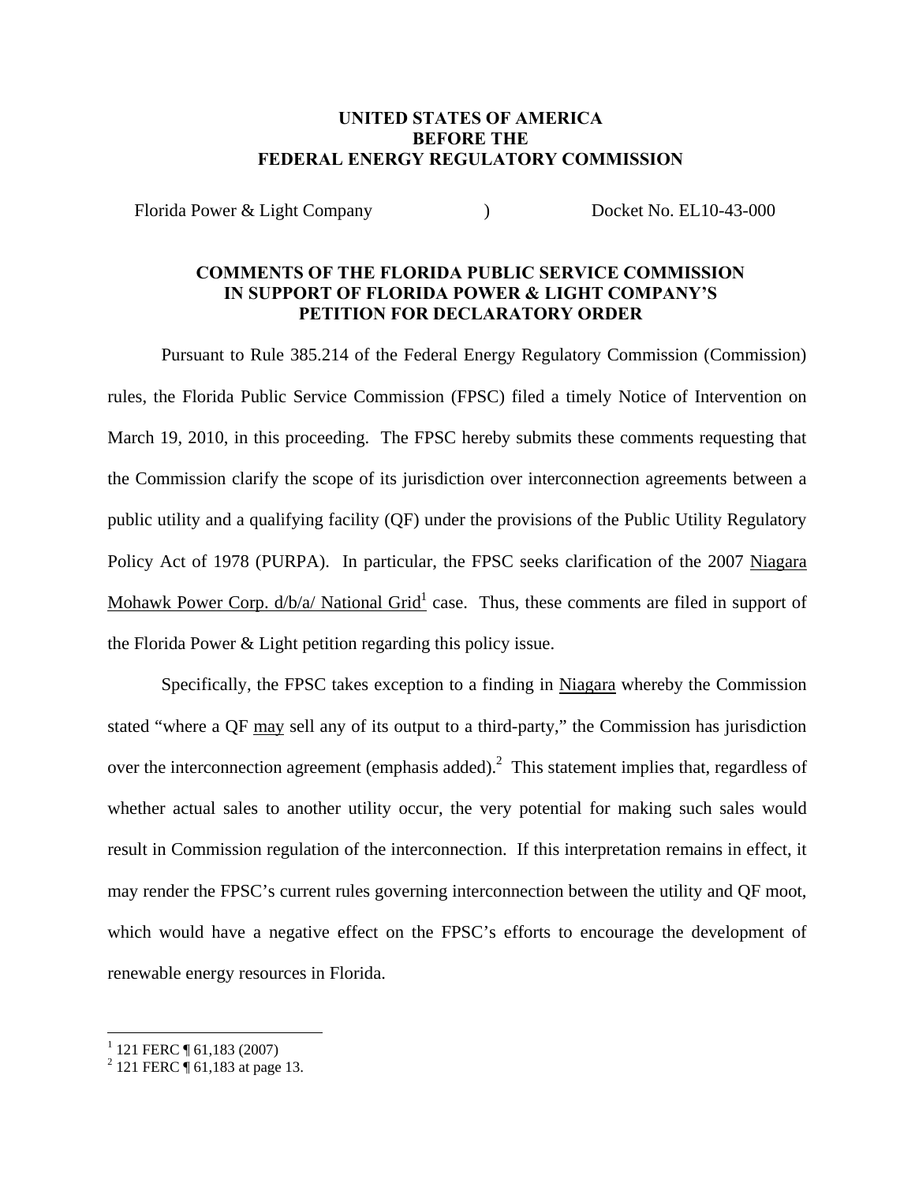**UNITED STATES OF AMERICA**
**BEFORE THE**
**FEDERAL ENERGY REGULATORY COMMISSION**

Florida Power & Light Company ) Docket No. EL10-43-000

**COMMENTS OF THE FLORIDA PUBLIC SERVICE COMMISSION IN SUPPORT OF FLORIDA POWER & LIGHT COMPANY'S PETITION FOR DECLARATORY ORDER**

Pursuant to Rule 385.214 of the Federal Energy Regulatory Commission (Commission) rules, the Florida Public Service Commission (FPSC) filed a timely Notice of Intervention on March 19, 2010, in this proceeding. The FPSC hereby submits these comments requesting that the Commission clarify the scope of its jurisdiction over interconnection agreements between a public utility and a qualifying facility (QF) under the provisions of the Public Utility Regulatory Policy Act of 1978 (PURPA). In particular, the FPSC seeks clarification of the 2007 Niagara Mohawk Power Corp. d/b/a/ National Grid[1] case. Thus, these comments are filed in support of the Florida Power & Light petition regarding this policy issue.

Specifically, the FPSC takes exception to a finding in Niagara whereby the Commission stated "where a QF may sell any of its output to a third-party," the Commission has jurisdiction over the interconnection agreement (emphasis added).[2] This statement implies that, regardless of whether actual sales to another utility occur, the very potential for making such sales would result in Commission regulation of the interconnection. If this interpretation remains in effect, it may render the FPSC's current rules governing interconnection between the utility and QF moot, which would have a negative effect on the FPSC's efforts to encourage the development of renewable energy resources in Florida.

---

[1] 121 FERC ¶ 61,183 (2007)

[2] 121 FERC ¶ 61,183 at page 13.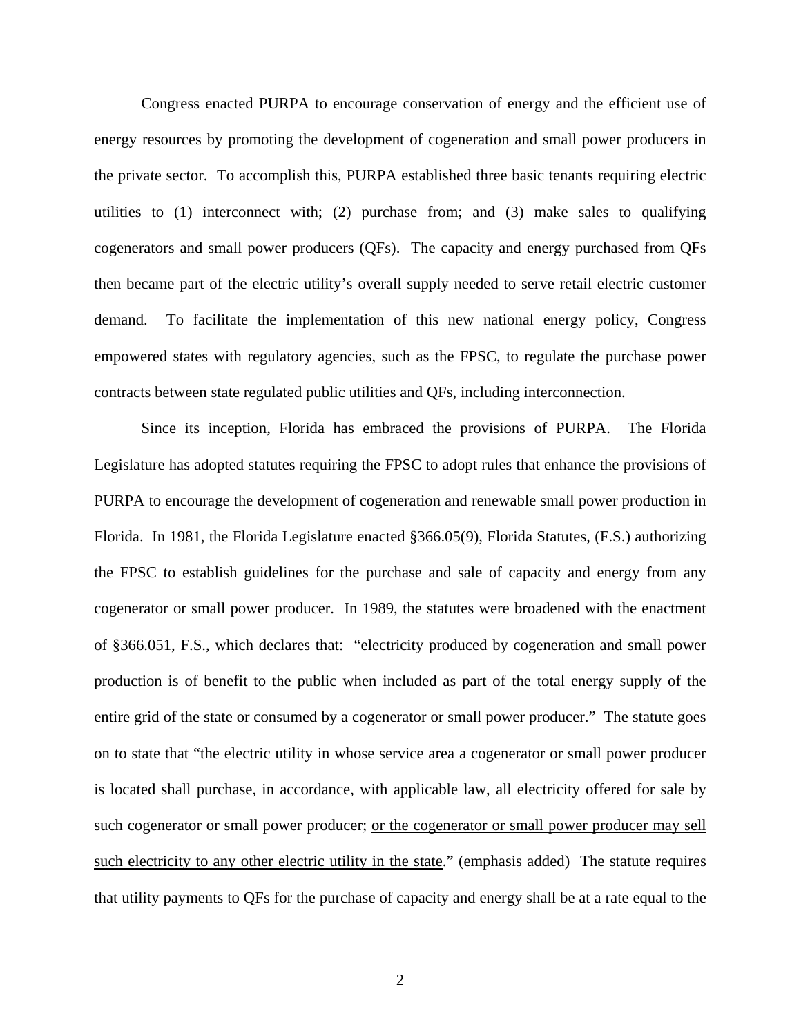Congress enacted PURPA to encourage conservation of energy and the efficient use of energy resources by promoting the development of cogeneration and small power producers in the private sector. To accomplish this, PURPA established three basic tenants requiring electric utilities to (1) interconnect with; (2) purchase from; and (3) make sales to qualifying cogenerators and small power producers (QFs). The capacity and energy purchased from QFs then became part of the electric utility's overall supply needed to serve retail electric customer demand. To facilitate the implementation of this new national energy policy, Congress empowered states with regulatory agencies, such as the FPSC, to regulate the purchase power contracts between state regulated public utilities and QFs, including interconnection.

Since its inception, Florida has embraced the provisions of PURPA. The Florida Legislature has adopted statutes requiring the FPSC to adopt rules that enhance the provisions of PURPA to encourage the development of cogeneration and renewable small power production in Florida. In 1981, the Florida Legislature enacted §366.05(9), Florida Statutes, (F.S.) authorizing the FPSC to establish guidelines for the purchase and sale of capacity and energy from any cogenerator or small power producer. In 1989, the statutes were broadened with the enactment of §366.051, F.S., which declares that: "electricity produced by cogeneration and small power production is of benefit to the public when included as part of the total energy supply of the entire grid of the state or consumed by a cogenerator or small power producer." The statute goes on to state that "the electric utility in whose service area a cogenerator or small power producer is located shall purchase, in accordance, with applicable law, all electricity offered for sale by such cogenerator or small power producer; <u>or the cogenerator or small power producer may sell such electricity to any other electric utility in the state</u>." (emphasis added) The statute requires that utility payments to QFs for the purchase of capacity and energy shall be at a rate equal to the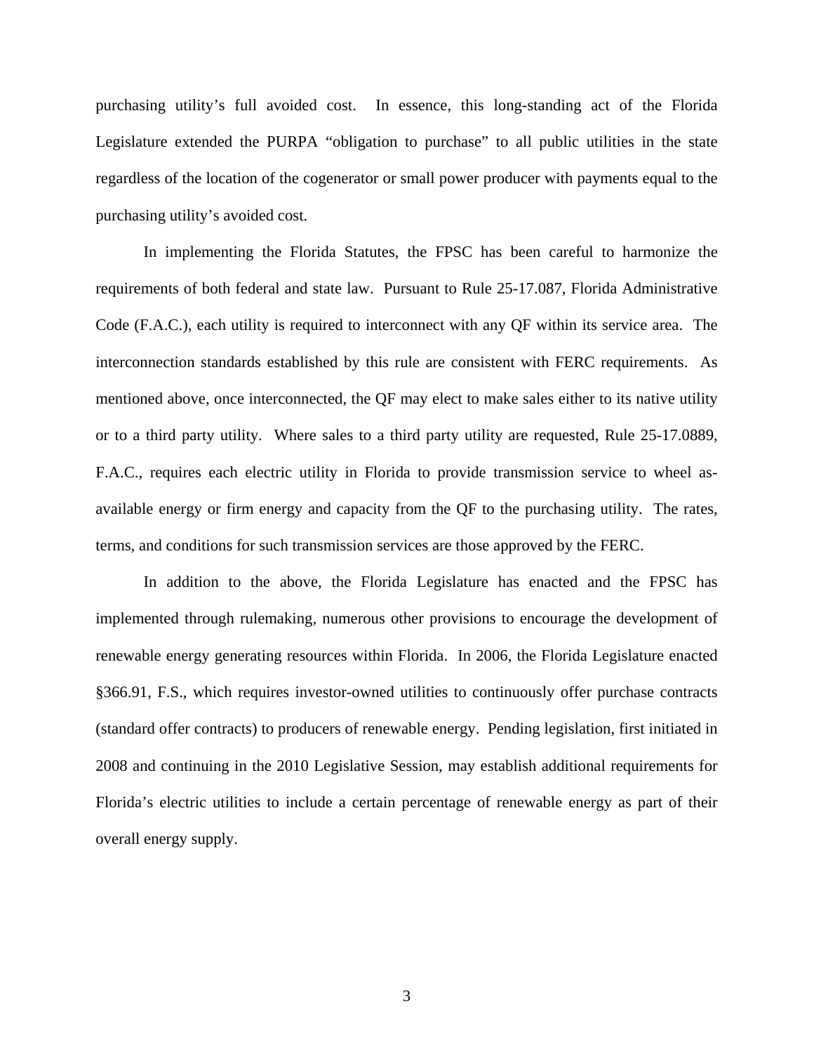purchasing utility's full avoided cost. In essence, this long-standing act of the Florida Legislature extended the PURPA "obligation to purchase" to all public utilities in the state regardless of the location of the cogenerator or small power producer with payments equal to the purchasing utility's avoided cost.

In implementing the Florida Statutes, the FPSC has been careful to harmonize the requirements of both federal and state law. Pursuant to Rule 25-17.087, Florida Administrative Code (F.A.C.), each utility is required to interconnect with any QF within its service area. The interconnection standards established by this rule are consistent with FERC requirements. As mentioned above, once interconnected, the QF may elect to make sales either to its native utility or to a third party utility. Where sales to a third party utility are requested, Rule 25-17.0889, F.A.C., requires each electric utility in Florida to provide transmission service to wheel as-available energy or firm energy and capacity from the QF to the purchasing utility. The rates, terms, and conditions for such transmission services are those approved by the FERC.

In addition to the above, the Florida Legislature has enacted and the FPSC has implemented through rulemaking, numerous other provisions to encourage the development of renewable energy generating resources within Florida. In 2006, the Florida Legislature enacted §366.91, F.S., which requires investor-owned utilities to continuously offer purchase contracts (standard offer contracts) to producers of renewable energy. Pending legislation, first initiated in 2008 and continuing in the 2010 Legislative Session, may establish additional requirements for Florida's electric utilities to include a certain percentage of renewable energy as part of their overall energy supply.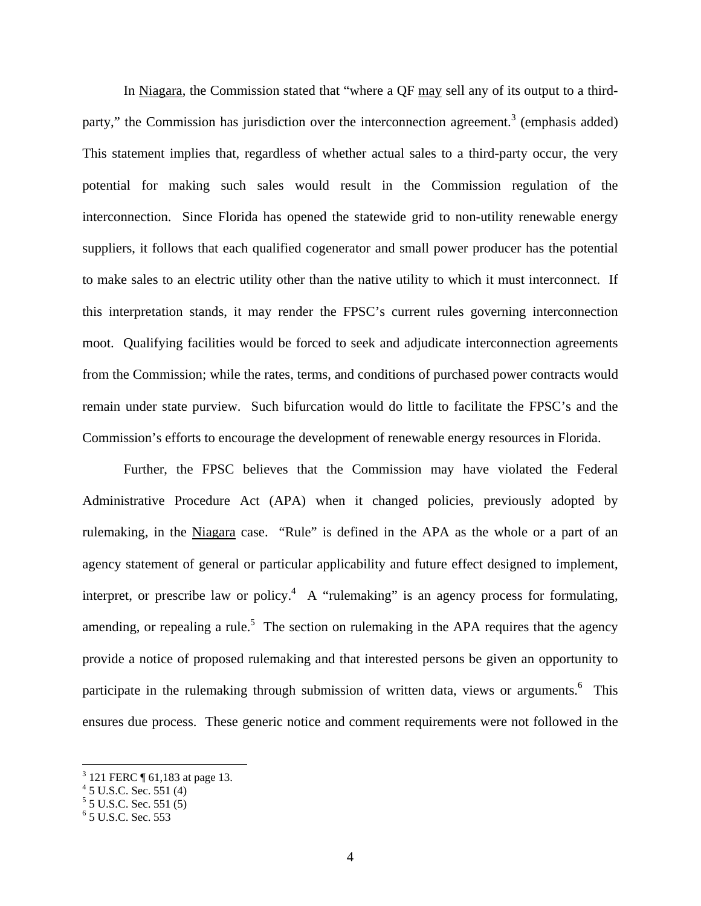In Niagara, the Commission stated that "where a QF may sell any of its output to a third-party," the Commission has jurisdiction over the interconnection agreement.[3] (emphasis added) This statement implies that, regardless of whether actual sales to a third-party occur, the very potential for making such sales would result in the Commission regulation of the interconnection. Since Florida has opened the statewide grid to non-utility renewable energy suppliers, it follows that each qualified cogenerator and small power producer has the potential to make sales to an electric utility other than the native utility to which it must interconnect. If this interpretation stands, it may render the FPSC's current rules governing interconnection moot. Qualifying facilities would be forced to seek and adjudicate interconnection agreements from the Commission; while the rates, terms, and conditions of purchased power contracts would remain under state purview. Such bifurcation would do little to facilitate the FPSC's and the Commission's efforts to encourage the development of renewable energy resources in Florida.

Further, the FPSC believes that the Commission may have violated the Federal Administrative Procedure Act (APA) when it changed policies, previously adopted by rulemaking, in the Niagara case. "Rule" is defined in the APA as the whole or a part of an agency statement of general or particular applicability and future effect designed to implement, interpret, or prescribe law or policy.[4] A "rulemaking" is an agency process for formulating, amending, or repealing a rule.[5] The section on rulemaking in the APA requires that the agency provide a notice of proposed rulemaking and that interested persons be given an opportunity to participate in the rulemaking through submission of written data, views or arguments.[6] This ensures due process. These generic notice and comment requirements were not followed in the

[3] 121 FERC ¶ 61,183 at page 13.
[4] 5 U.S.C. Sec. 551 (4)
[5] 5 U.S.C. Sec. 551 (5)
[6] 5 U.S.C. Sec. 553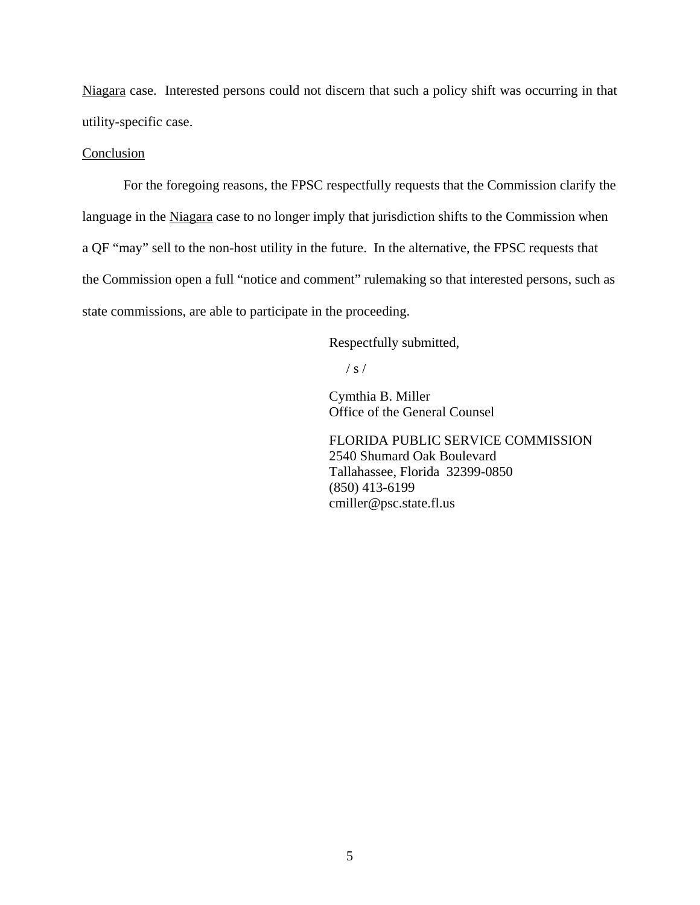Niagara case. Interested persons could not discern that such a policy shift was occurring in that utility-specific case.

Conclusion

For the foregoing reasons, the FPSC respectfully requests that the Commission clarify the language in the Niagara case to no longer imply that jurisdiction shifts to the Commission when a QF "may" sell to the non-host utility in the future. In the alternative, the FPSC requests that the Commission open a full "notice and comment" rulemaking so that interested persons, such as state commissions, are able to participate in the proceeding.

Respectfully submitted,

/ s /

Cymthia B. Miller
Office of the General Counsel

FLORIDA PUBLIC SERVICE COMMISSION
2540 Shumard Oak Boulevard
Tallahassee, Florida 32399-0850
(850) 413-6199
cmiller@psc.state.fl.us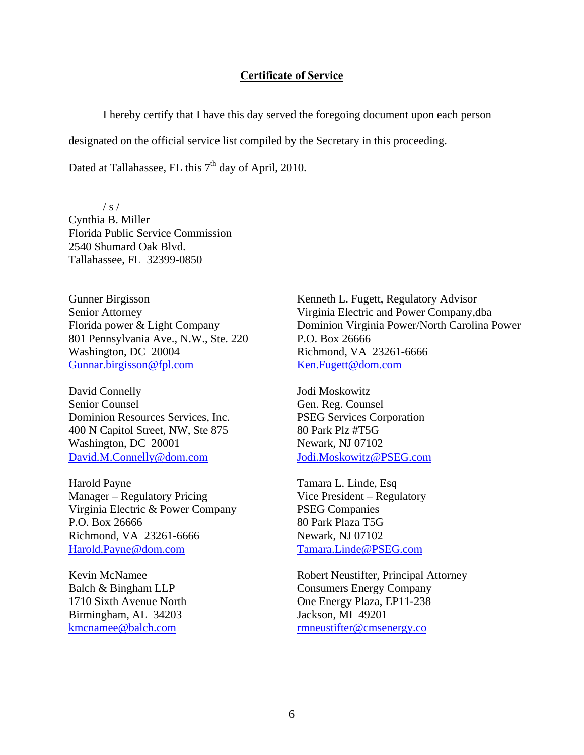**Certificate of Service**

I hereby certify that I have this day served the foregoing document upon each person designated on the official service list compiled by the Secretary in this proceeding.

Dated at Tallahassee, FL this 7th day of April, 2010.

/ s /
Cynthia B. Miller
Florida Public Service Commission
2540 Shumard Oak Blvd.
Tallahassee, FL 32399-0850

Gunner Birgisson
Senior Attorney
Florida power & Light Company
801 Pennsylvania Ave., N.W., Ste. 220
Washington, DC 20004
Gunnar.birgisson@fpl.com

David Connelly
Senior Counsel
Dominion Resources Services, Inc.
400 N Capitol Street, NW, Ste 875
Washington, DC 20001
David.M.Connelly@dom.com

Harold Payne
Manager – Regulatory Pricing
Virginia Electric & Power Company
P.O. Box 26666
Richmond, VA 23261-6666
Harold.Payne@dom.com

Kevin McNamee
Balch & Bingham LLP
1710 Sixth Avenue North
Birmingham, AL 34203
kmcnamee@balch.com

Kenneth L. Fugett, Regulatory Advisor
Virginia Electric and Power Company,dba
Dominion Virginia Power/North Carolina Power
P.O. Box 26666
Richmond, VA 23261-6666
Ken.Fugett@dom.com

Jodi Moskowitz
Gen. Reg. Counsel
PSEG Services Corporation
80 Park Plz #T5G
Newark, NJ 07102
Jodi.Moskowitz@PSEG.com

Tamara L. Linde, Esq
Vice President – Regulatory
PSEG Companies
80 Park Plaza T5G
Newark, NJ 07102
Tamara.Linde@PSEG.com

Robert Neustifter, Principal Attorney
Consumers Energy Company
One Energy Plaza, EP11-238
Jackson, MI 49201
rmneustifter@cmsenergy.co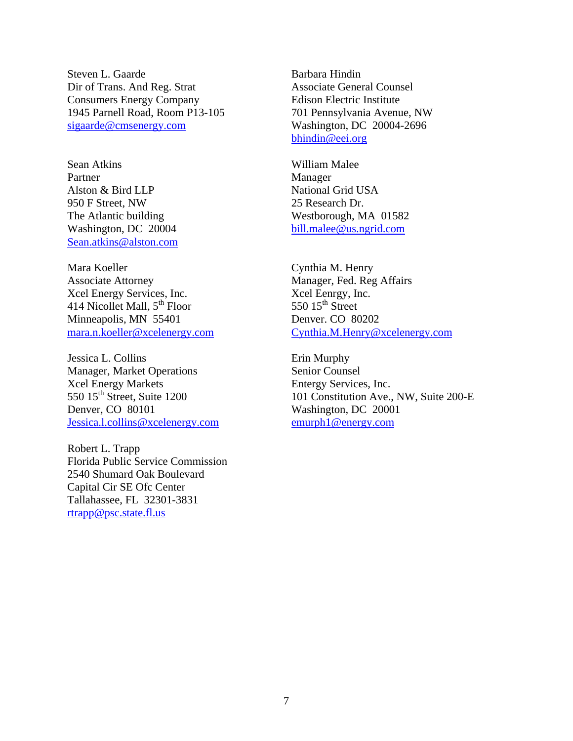Steven L. Gaarde
Dir of Trans. And Reg. Strat
Consumers Energy Company
1945 Parnell Road, Room P13-105
sigaarde@cmsenergy.com

Barbara Hindin
Associate General Counsel
Edison Electric Institute
701 Pennsylvania Avenue, NW
Washington, DC 20004-2696
bhindin@eei.org

Sean Atkins
Partner
Alston & Bird LLP
950 F Street, NW
The Atlantic building
Washington, DC 20004
Sean.atkins@alston.com

William Malee
Manager
National Grid USA
25 Research Dr.
Westborough, MA 01582
bill.malee@us.ngrid.com

Mara Koeller
Associate Attorney
Xcel Energy Services, Inc.
414 Nicollet Mall, 5th Floor
Minneapolis, MN 55401
mara.n.koeller@xcelenergy.com

Cynthia M. Henry
Manager, Fed. Reg Affairs
Xcel Eenrgy, Inc.
550 15th Street
Denver. CO 80202
Cynthia.M.Henry@xcelenergy.com

Jessica L. Collins
Manager, Market Operations
Xcel Energy Markets
550 15th Street, Suite 1200
Denver, CO 80101
Jessica.l.collins@xcelenergy.com

Erin Murphy
Senior Counsel
Entergy Services, Inc.
101 Constitution Ave., NW, Suite 200-E
Washington, DC 20001
emurph1@energy.com

Robert L. Trapp
Florida Public Service Commission
2540 Shumard Oak Boulevard
Capital Cir SE Ofc Center
Tallahassee, FL 32301-3831
rtrapp@psc.state.fl.us